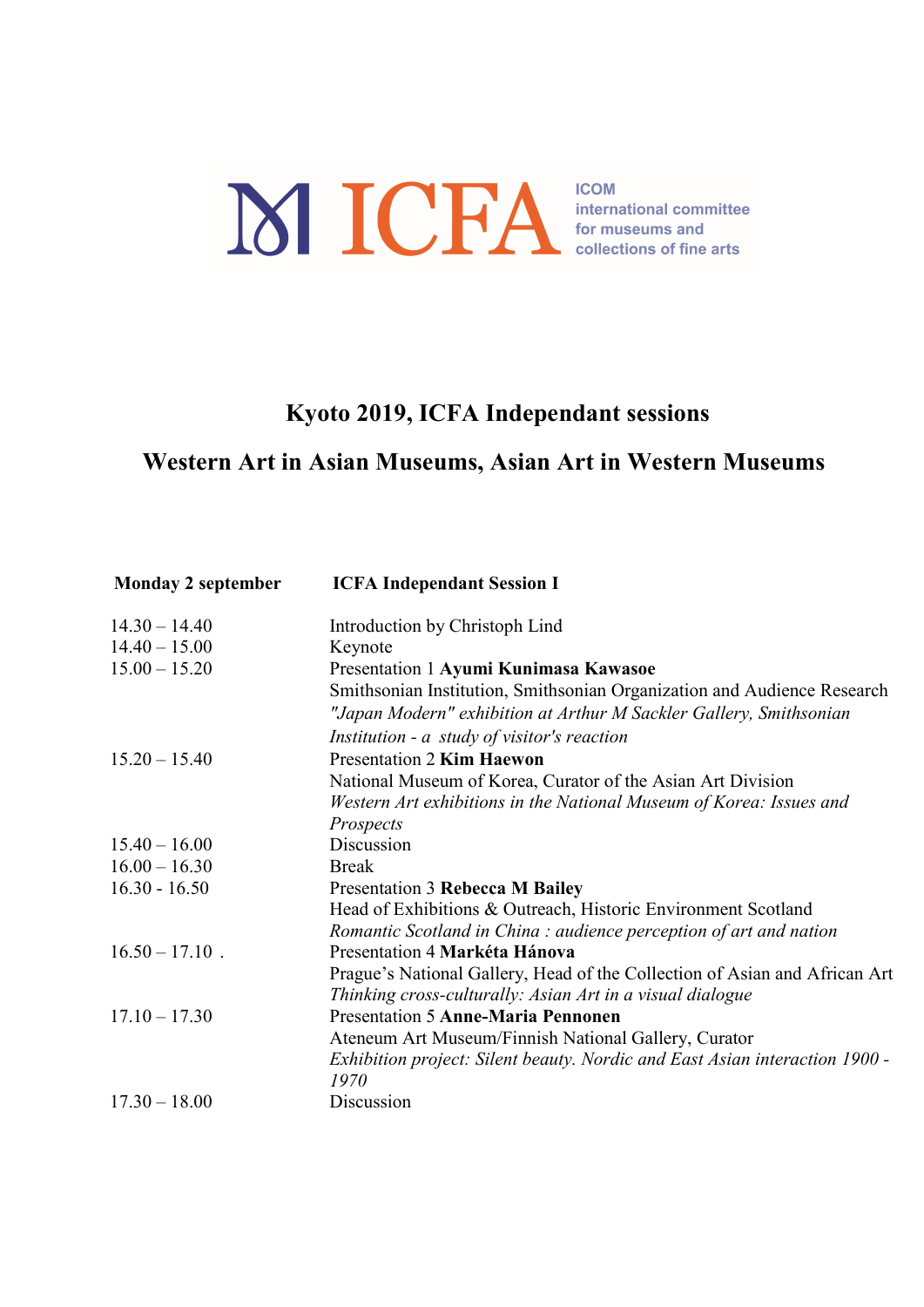ICFA ICOM international committee for museums and collections of fine arts

# Kyoto 2019, ICFA Independant sessions

## Western Art in Asian Museums, Asian Art in Western Museums

| **Monday 2 september** | **ICFA Independant Session I** |
|---|---|
| 14.30 – 14.40 | Introduction by Christoph Lind |
| 14.40 – 15.00 | Keynote |
| 15.00 – 15.20 | Presentation 1 **Ayumi Kunimasa Kawasoe**<br>Smithsonian Institution, Smithsonian Organization and Audience Research<br>*"Japan Modern" exhibition at Arthur M Sackler Gallery, Smithsonian Institution - a study of visitor's reaction* |
| 15.20 – 15.40 | Presentation 2 **Kim Haewon**<br>National Museum of Korea, Curator of the Asian Art Division<br>*Western Art exhibitions in the National Museum of Korea: Issues and Prospects* |
| 15.40 – 16.00 | Discussion |
| 16.00 – 16.30 | Break |
| 16.30 - 16.50 | Presentation 3 **Rebecca M Bailey**<br>Head of Exhibitions & Outreach, Historic Environment Scotland<br>*Romantic Scotland in China : audience perception of art and nation* |
| 16.50 – 17.10 . | Presentation 4 **Markéta Hánova**<br>Prague's National Gallery, Head of the Collection of Asian and African Art<br>*Thinking cross-culturally: Asian Art in a visual dialogue* |
| 17.10 – 17.30 | Presentation 5 **Anne-Maria Pennonen**<br>Ateneum Art Museum/Finnish National Gallery, Curator<br>*Exhibition project: Silent beauty. Nordic and East Asian interaction 1900 - 1970* |
| 17.30 – 18.00 | Discussion |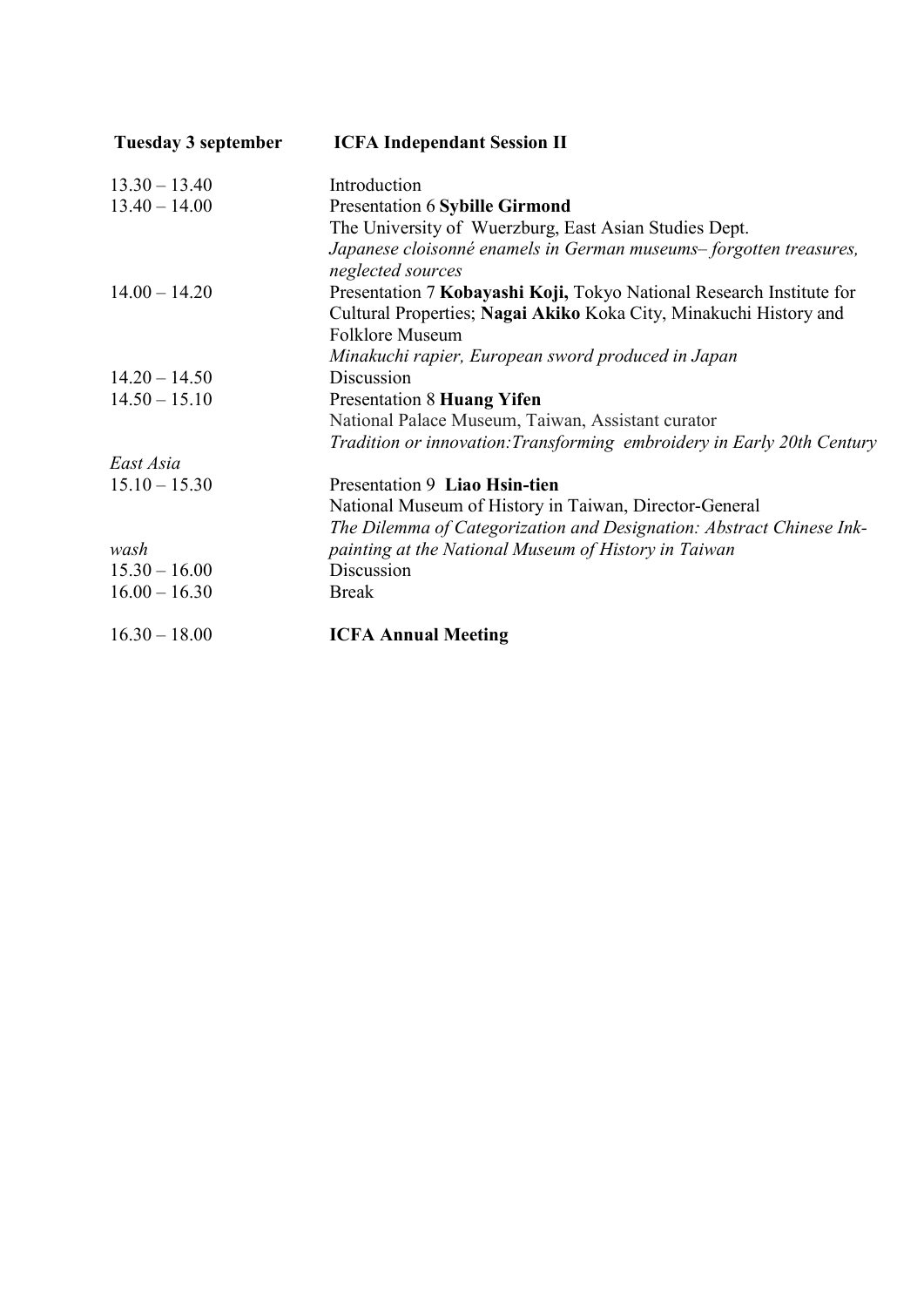| **Tuesday 3 september** | **ICFA Independant Session II** |
|---|---|
| 13.30 – 13.40 | Introduction |
| 13.40 – 14.00 | Presentation 6 **Sybille Girmond**<br>The University of Wuerzburg, East Asian Studies Dept.<br>*Japanese cloisonné enamels in German museums– forgotten treasures, neglected sources* |
| 14.00 – 14.20 | Presentation 7 **Kobayashi Koji,** Tokyo National Research Institute for Cultural Properties; **Nagai Akiko** Koka City, Minakuchi History and Folklore Museum<br>*Minakuchi rapier, European sword produced in Japan* |
| 14.20 – 14.50 | Discussion |
| 14.50 – 15.10 | Presentation 8 **Huang Yifen**<br>National Palace Museum, Taiwan, Assistant curator<br>*Tradition or innovation:Transforming embroidery in Early 20th Century East Asia* |
| 15.10 – 15.30 | Presentation 9 **Liao Hsin-tien**<br>National Museum of History in Taiwan, Director-General<br>*The Dilemma of Categorization and Designation: Abstract Chinese Ink-wash painting at the National Museum of History in Taiwan* |
| 15.30 – 16.00 | Discussion |
| 16.00 – 16.30 | Break |
| 16.30 – 18.00 | **ICFA Annual Meeting** |